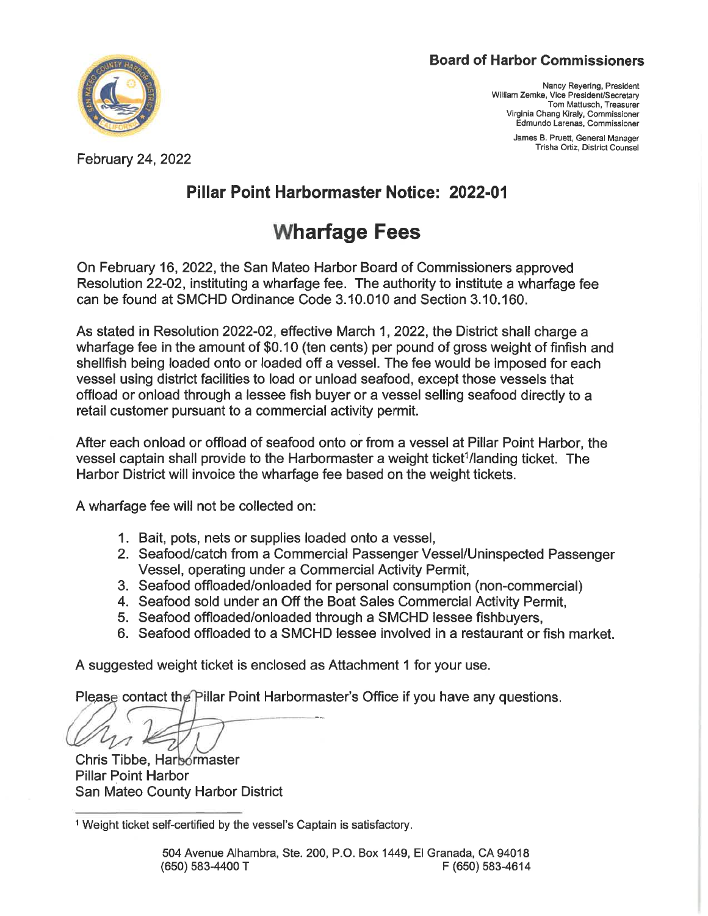**Board of Harbor Commissioners**

Nancy Reyering, President
William Zemke, Vice President/Secretary
Tom Mattusch, Treasurer
Virginia Chang Kiraly, Commissioner
Edmundo Larenas, Commissioner

James B. Pruett, General Manager
Trisha Ortiz, District Counsel

February 24, 2022

## Pillar Point Harbormaster Notice: 2022-01

# Wharfage Fees

On February 16, 2022, the San Mateo Harbor Board of Commissioners approved Resolution 22-02, instituting a wharfage fee. The authority to institute a wharfage fee can be found at SMCHD Ordinance Code 3.10.010 and Section 3.10.160.

As stated in Resolution 2022-02, effective March 1, 2022, the District shall charge a wharfage fee in the amount of $0.10 (ten cents) per pound of gross weight of finfish and shellfish being loaded onto or loaded off a vessel. The fee would be imposed for each vessel using district facilities to load or unload seafood, except those vessels that offload or onload through a lessee fish buyer or a vessel selling seafood directly to a retail customer pursuant to a commercial activity permit.

After each onload or offload of seafood onto or from a vessel at Pillar Point Harbor, the vessel captain shall provide to the Harbormaster a weight ticket[1]/landing ticket. The Harbor District will invoice the wharfage fee based on the weight tickets.

A wharfage fee will not be collected on:

1. Bait, pots, nets or supplies loaded onto a vessel,
2. Seafood/catch from a Commercial Passenger Vessel/Uninspected Passenger Vessel, operating under a Commercial Activity Permit,
3. Seafood offloaded/onloaded for personal consumption (non-commercial)
4. Seafood sold under an Off the Boat Sales Commercial Activity Permit,
5. Seafood offloaded/onloaded through a SMCHD lessee fishbuyers,
6. Seafood offloaded to a SMCHD lessee involved in a restaurant or fish market.

A suggested weight ticket is enclosed as Attachment 1 for your use.

Please contact the Pillar Point Harbormaster's Office if you have any questions.

Chris Tibbe, Harbormaster
Pillar Point Harbor
San Mateo County Harbor District

[1] Weight ticket self-certified by the vessel's Captain is satisfactory.

504 Avenue Alhambra, Ste. 200, P.O. Box 1449, El Granada, CA 94018
(650) 583-4400 T F (650) 583-4614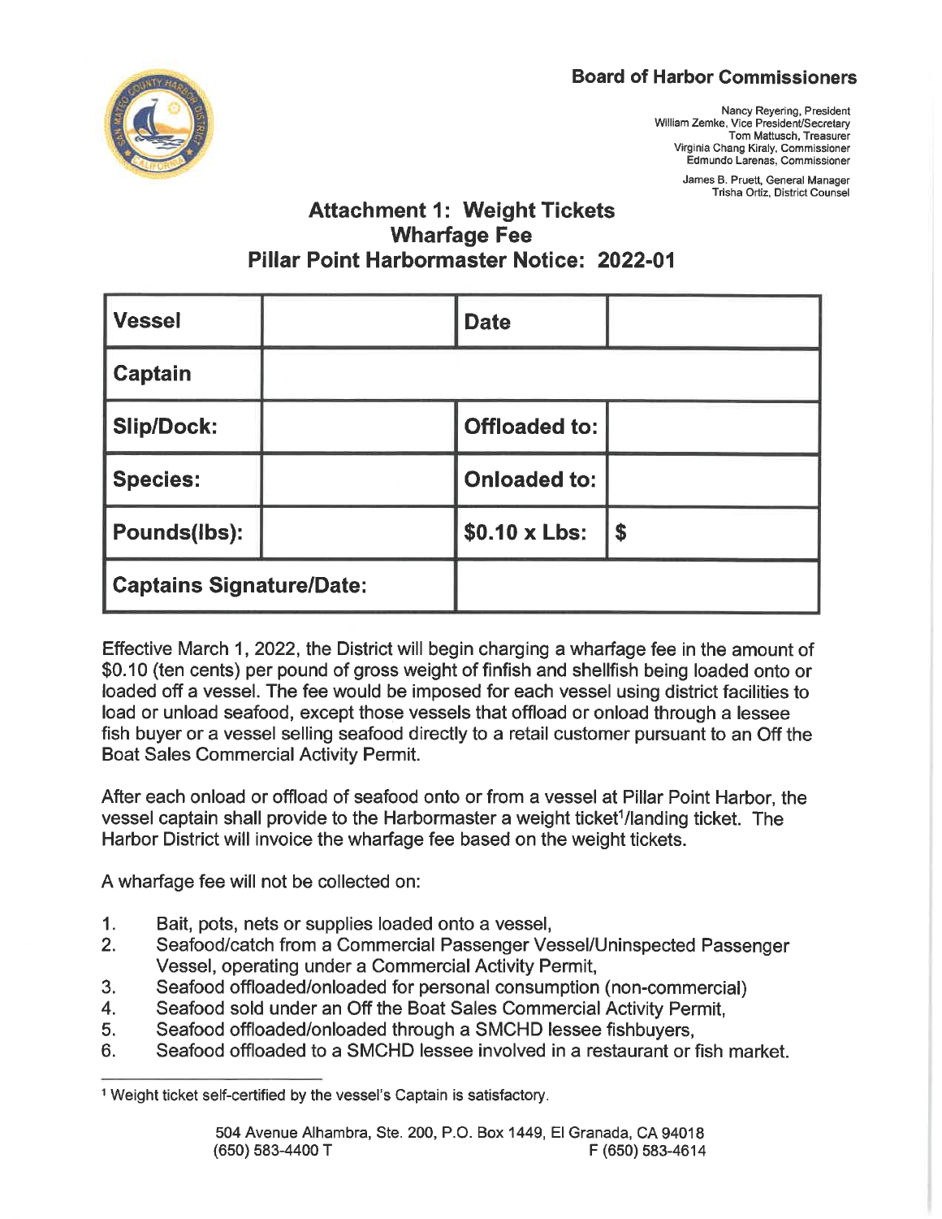**Board of Harbor Commissioners**

Nancy Reyering, President
William Zemke, Vice President/Secretary
Tom Mattusch, Treasurer
Virginia Chang Kiraly, Commissioner
Edmundo Larenas, Commissioner

James B. Pruett, General Manager
Trisha Ortiz, District Counsel

# Attachment 1: Weight Tickets
## Wharfage Fee
## Pillar Point Harbormaster Notice: 2022-01

| | | | |
|---|---|---|---|
| **Vessel** | | **Date** | |
| **Captain** | | | |
| **Slip/Dock:** | | **Offloaded to:** | |
| **Species:** | | **Onloaded to:** | |
| **Pounds(lbs):** | | **$0.10 x Lbs:** | **$** |
| **Captains Signature/Date:** | | | |

Effective March 1, 2022, the District will begin charging a wharfage fee in the amount of $0.10 (ten cents) per pound of gross weight of finfish and shellfish being loaded onto or loaded off a vessel. The fee would be imposed for each vessel using district facilities to load or unload seafood, except those vessels that offload or onload through a lessee fish buyer or a vessel selling seafood directly to a retail customer pursuant to an Off the Boat Sales Commercial Activity Permit.

After each onload or offload of seafood onto or from a vessel at Pillar Point Harbor, the vessel captain shall provide to the Harbormaster a weight ticket[1]/landing ticket. The Harbor District will invoice the wharfage fee based on the weight tickets.

A wharfage fee will not be collected on:

1. Bait, pots, nets or supplies loaded onto a vessel,
2. Seafood/catch from a Commercial Passenger Vessel/Uninspected Passenger Vessel, operating under a Commercial Activity Permit,
3. Seafood offloaded/onloaded for personal consumption (non-commercial)
4. Seafood sold under an Off the Boat Sales Commercial Activity Permit,
5. Seafood offloaded/onloaded through a SMCHD lessee fishbuyers,
6. Seafood offloaded to a SMCHD lessee involved in a restaurant or fish market.

[1] Weight ticket self-certified by the vessel's Captain is satisfactory.

504 Avenue Alhambra, Ste. 200, P.O. Box 1449, El Granada, CA 94018
(650) 583-4400 T F (650) 583-4614